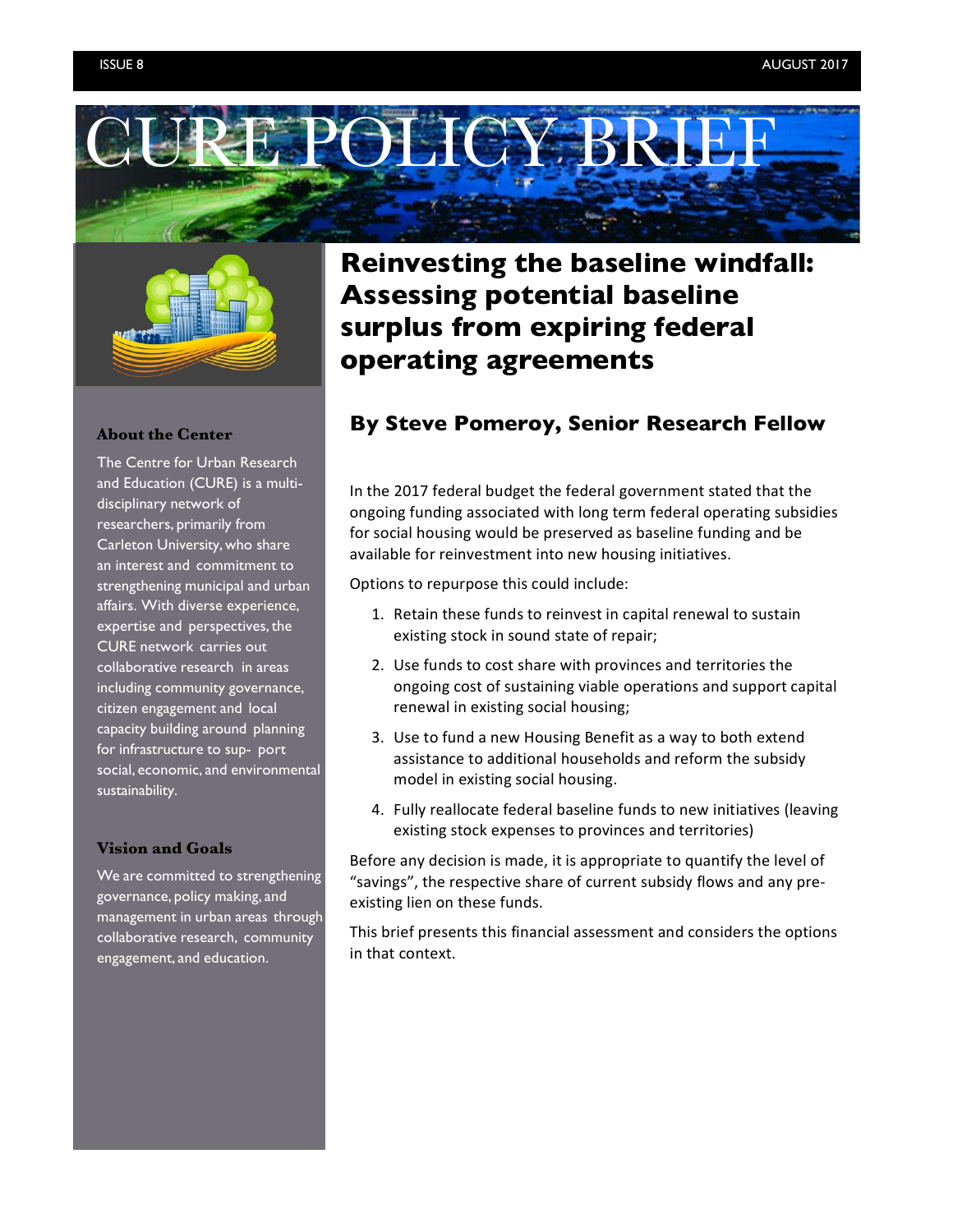# CURE POLICY BRIEF

## Reinvesting the baseline windfall: Assessing potential baseline surplus from expiring federal operating agreements

### By Steve Pomeroy, Senior Research Fellow

In the 2017 federal budget the federal government stated that the ongoing funding associated with long term federal operating subsidies for social housing would be preserved as baseline funding and be available for reinvestment into new housing initiatives.

Options to repurpose this could include:

1. Retain these funds to reinvest in capital renewal to sustain existing stock in sound state of repair;
2. Use funds to cost share with provinces and territories the ongoing cost of sustaining viable operations and support capital renewal in existing social housing;
3. Use to fund a new Housing Benefit as a way to both extend assistance to additional households and reform the subsidy model in existing social housing.
4. Fully reallocate federal baseline funds to new initiatives (leaving existing stock expenses to provinces and territories)

Before any decision is made, it is appropriate to quantify the level of "savings", the respective share of current subsidy flows and any pre-existing lien on these funds.

This brief presents this financial assessment and considers the options in that context.

**About the Center**

The Centre for Urban Research and Education (CURE) is a multi-disciplinary network of researchers, primarily from Carleton University, who share an interest and commitment to strengthening municipal and urban affairs. With diverse experience, expertise and perspectives, the CURE network carries out collaborative research in areas including community governance, citizen engagement and local capacity building around planning for infrastructure to support social, economic, and environmental sustainability.

**Vision and Goals**

We are committed to strengthening governance, policy making, and management in urban areas through collaborative research, community engagement, and education.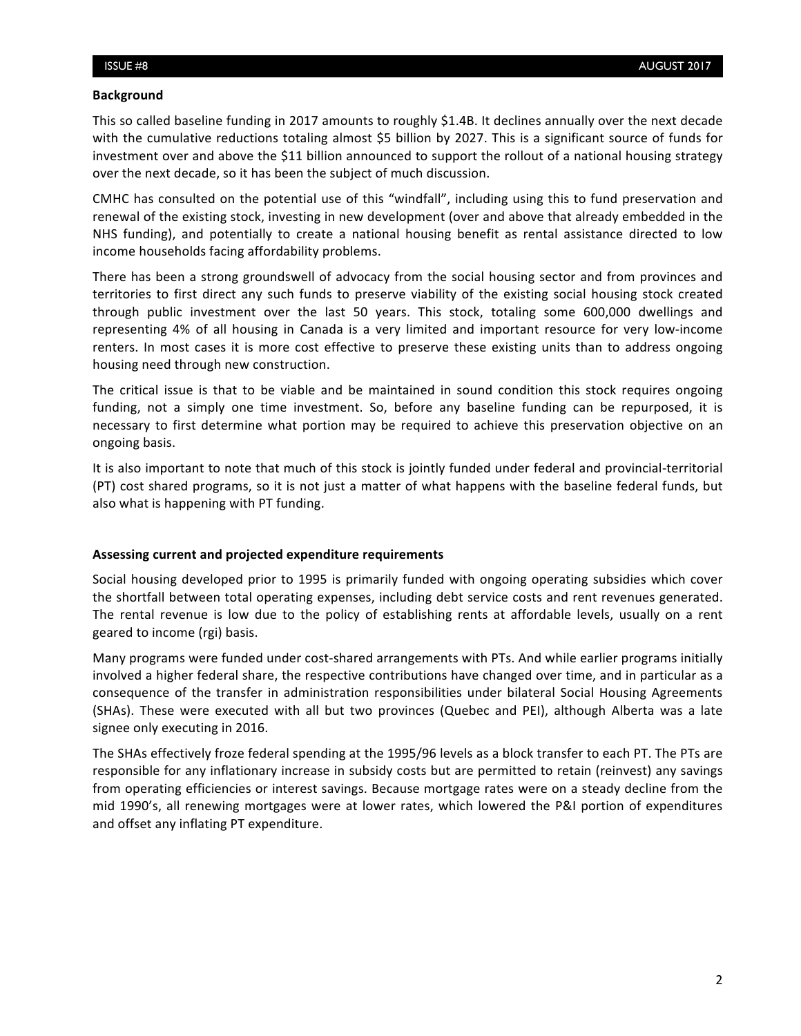**Background**

This so called baseline funding in 2017 amounts to roughly $1.4B. It declines annually over the next decade with the cumulative reductions totaling almost $5 billion by 2027. This is a significant source of funds for investment over and above the $11 billion announced to support the rollout of a national housing strategy over the next decade, so it has been the subject of much discussion.

CMHC has consulted on the potential use of this "windfall", including using this to fund preservation and renewal of the existing stock, investing in new development (over and above that already embedded in the NHS funding), and potentially to create a national housing benefit as rental assistance directed to low income households facing affordability problems.

There has been a strong groundswell of advocacy from the social housing sector and from provinces and territories to first direct any such funds to preserve viability of the existing social housing stock created through public investment over the last 50 years. This stock, totaling some 600,000 dwellings and representing 4% of all housing in Canada is a very limited and important resource for very low-income renters. In most cases it is more cost effective to preserve these existing units than to address ongoing housing need through new construction.

The critical issue is that to be viable and be maintained in sound condition this stock requires ongoing funding, not a simply one time investment. So, before any baseline funding can be repurposed, it is necessary to first determine what portion may be required to achieve this preservation objective on an ongoing basis.

It is also important to note that much of this stock is jointly funded under federal and provincial-territorial (PT) cost shared programs, so it is not just a matter of what happens with the baseline federal funds, but also what is happening with PT funding.

**Assessing current and projected expenditure requirements**

Social housing developed prior to 1995 is primarily funded with ongoing operating subsidies which cover the shortfall between total operating expenses, including debt service costs and rent revenues generated. The rental revenue is low due to the policy of establishing rents at affordable levels, usually on a rent geared to income (rgi) basis.

Many programs were funded under cost-shared arrangements with PTs. And while earlier programs initially involved a higher federal share, the respective contributions have changed over time, and in particular as a consequence of the transfer in administration responsibilities under bilateral Social Housing Agreements (SHAs). These were executed with all but two provinces (Quebec and PEI), although Alberta was a late signee only executing in 2016.

The SHAs effectively froze federal spending at the 1995/96 levels as a block transfer to each PT. The PTs are responsible for any inflationary increase in subsidy costs but are permitted to retain (reinvest) any savings from operating efficiencies or interest savings. Because mortgage rates were on a steady decline from the mid 1990's, all renewing mortgages were at lower rates, which lowered the P&I portion of expenditures and offset any inflating PT expenditure.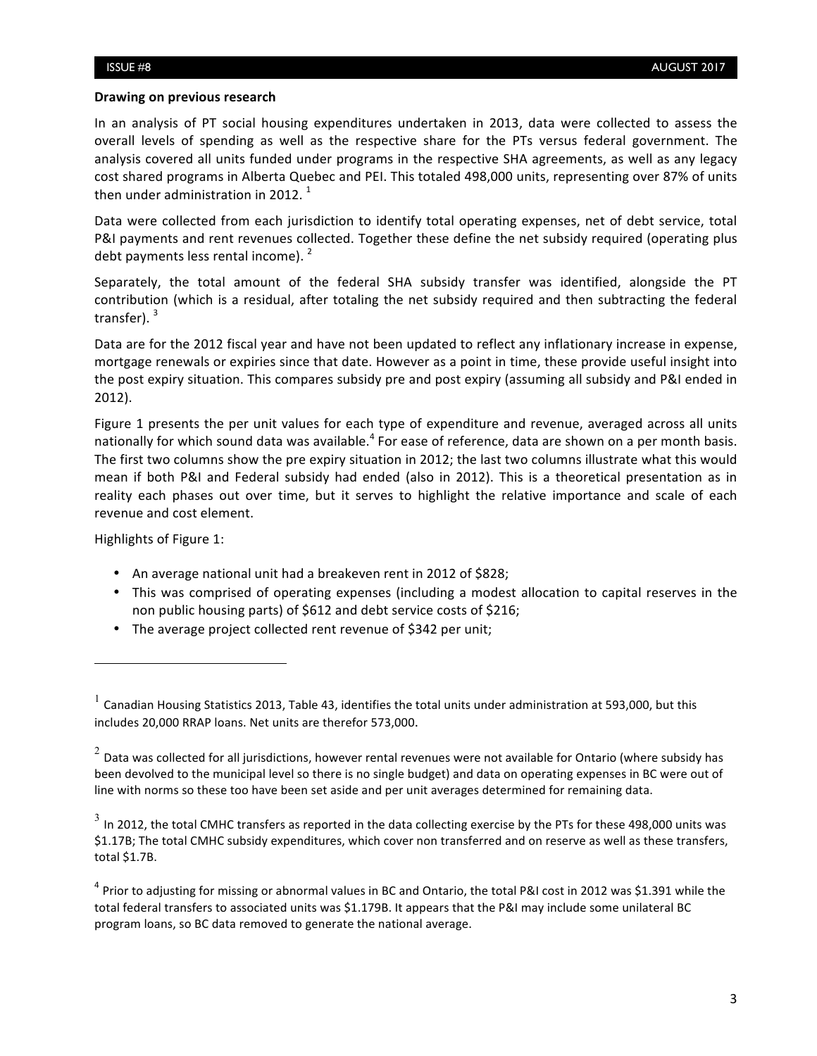**Drawing on previous research**

In an analysis of PT social housing expenditures undertaken in 2013, data were collected to assess the overall levels of spending as well as the respective share for the PTs versus federal government. The analysis covered all units funded under programs in the respective SHA agreements, as well as any legacy cost shared programs in Alberta Quebec and PEI. This totaled 498,000 units, representing over 87% of units then under administration in 2012. [1]

Data were collected from each jurisdiction to identify total operating expenses, net of debt service, total P&I payments and rent revenues collected. Together these define the net subsidy required (operating plus debt payments less rental income). [2]

Separately, the total amount of the federal SHA subsidy transfer was identified, alongside the PT contribution (which is a residual, after totaling the net subsidy required and then subtracting the federal transfer). [3]

Data are for the 2012 fiscal year and have not been updated to reflect any inflationary increase in expense, mortgage renewals or expiries since that date. However as a point in time, these provide useful insight into the post expiry situation. This compares subsidy pre and post expiry (assuming all subsidy and P&I ended in 2012).

Figure 1 presents the per unit values for each type of expenditure and revenue, averaged across all units nationally for which sound data was available.[4] For ease of reference, data are shown on a per month basis. The first two columns show the pre expiry situation in 2012; the last two columns illustrate what this would mean if both P&I and Federal subsidy had ended (also in 2012). This is a theoretical presentation as in reality each phases out over time, but it serves to highlight the relative importance and scale of each revenue and cost element.

Highlights of Figure 1:

- An average national unit had a breakeven rent in 2012 of $828;
- This was comprised of operating expenses (including a modest allocation to capital reserves in the non public housing parts) of $612 and debt service costs of $216;
- The average project collected rent revenue of $342 per unit;

---

[1] Canadian Housing Statistics 2013, Table 43, identifies the total units under administration at 593,000, but this includes 20,000 RRAP loans. Net units are therefor 573,000.

[2] Data was collected for all jurisdictions, however rental revenues were not available for Ontario (where subsidy has been devolved to the municipal level so there is no single budget) and data on operating expenses in BC were out of line with norms so these too have been set aside and per unit averages determined for remaining data.

[3] In 2012, the total CMHC transfers as reported in the data collecting exercise by the PTs for these 498,000 units was $1.17B; The total CMHC subsidy expenditures, which cover non transferred and on reserve as well as these transfers, total $1.7B.

[4] Prior to adjusting for missing or abnormal values in BC and Ontario, the total P&I cost in 2012 was $1.391 while the total federal transfers to associated units was $1.179B. It appears that the P&I may include some unilateral BC program loans, so BC data removed to generate the national average.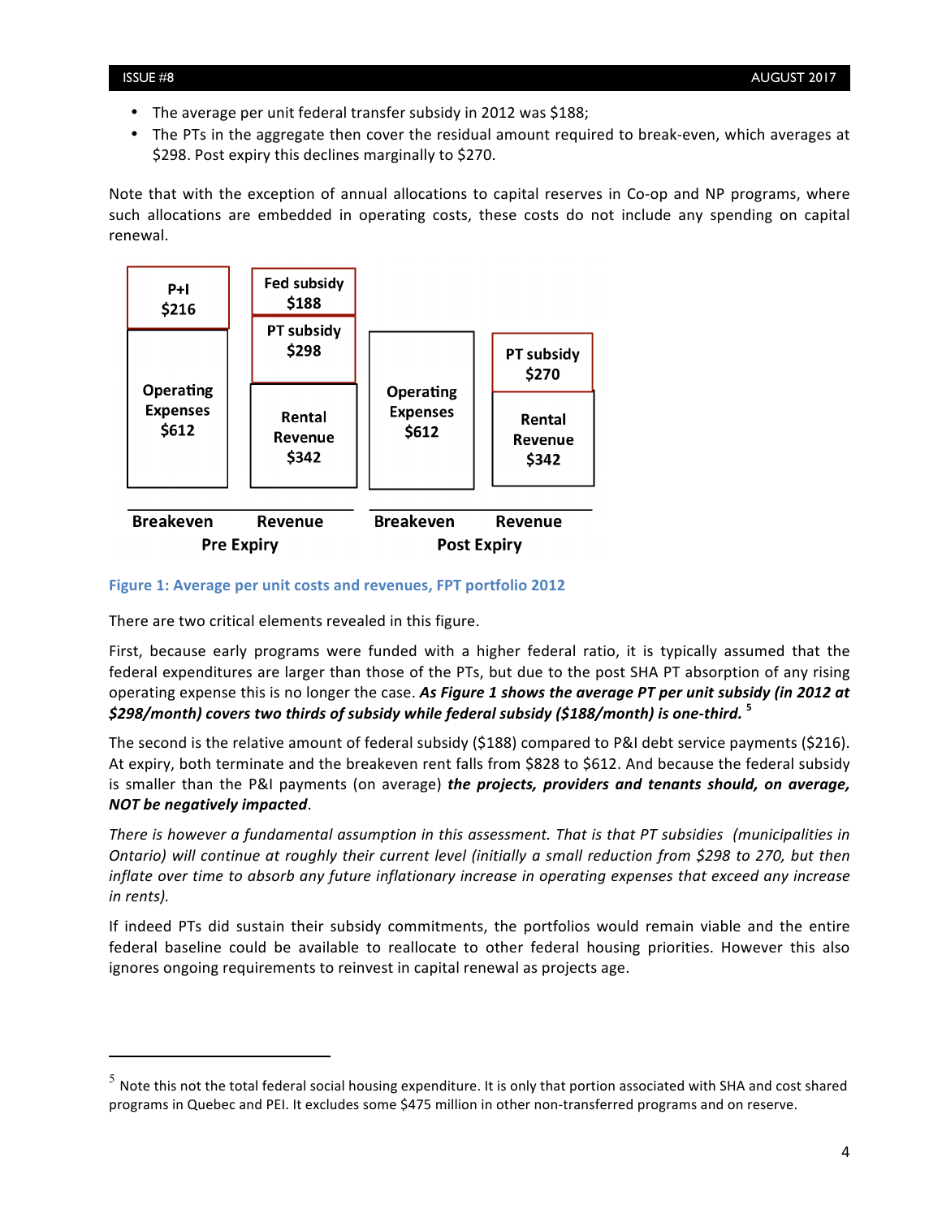- The average per unit federal transfer subsidy in 2012 was $188;
- The PTs in the aggregate then cover the residual amount required to break-even, which averages at $298. Post expiry this declines marginally to $270.

Note that with the exception of annual allocations to capital reserves in Co-op and NP programs, where such allocations are embedded in operating costs, these costs do not include any spending on capital renewal.

| Pre Expiry | | Post Expiry | |
|---|---|---|---|
| **Breakeven** | **Revenue** | **Breakeven** | **Revenue** |
| P+I $216 | Fed subsidy $188 | | |
| | PT subsidy $298 | | PT subsidy $270 |
| Operating Expenses $612 | Rental Revenue $342 | Operating Expenses $612 | Rental Revenue $342 |

**Figure 1: Average per unit costs and revenues, FPT portfolio 2012**

There are two critical elements revealed in this figure.

First, because early programs were funded with a higher federal ratio, it is typically assumed that the federal expenditures are larger than those of the PTs, but due to the post SHA PT absorption of any rising operating expense this is no longer the case. ***As Figure 1 shows the average PT per unit subsidy (in 2012 at $298/month) covers two thirds of subsidy while federal subsidy ($188/month) is one-third.*** [5]

The second is the relative amount of federal subsidy ($188) compared to P&I debt service payments ($216). At expiry, both terminate and the breakeven rent falls from $828 to $612. And because the federal subsidy is smaller than the P&I payments (on average) ***the projects, providers and tenants should, on average, NOT be negatively impacted***.

*There is however a fundamental assumption in this assessment. That is that PT subsidies (municipalities in Ontario) will continue at roughly their current level (initially a small reduction from $298 to 270, but then inflate over time to absorb any future inflationary increase in operating expenses that exceed any increase in rents).*

If indeed PTs did sustain their subsidy commitments, the portfolios would remain viable and the entire federal baseline could be available to reallocate to other federal housing priorities. However this also ignores ongoing requirements to reinvest in capital renewal as projects age.

---

[5] Note this not the total federal social housing expenditure. It is only that portion associated with SHA and cost shared programs in Quebec and PEI. It excludes some $475 million in other non-transferred programs and on reserve.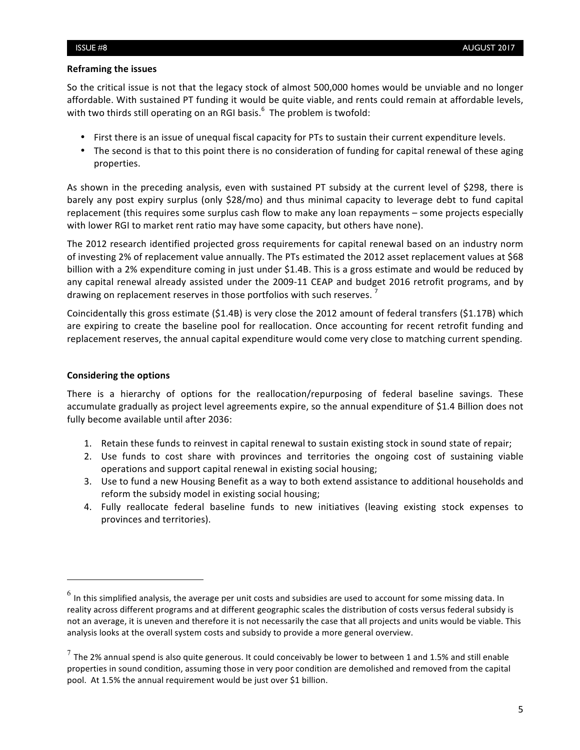**Reframing the issues**

So the critical issue is not that the legacy stock of almost 500,000 homes would be unviable and no longer affordable. With sustained PT funding it would be quite viable, and rents could remain at affordable levels, with two thirds still operating on an RGI basis.[6] The problem is twofold:

- First there is an issue of unequal fiscal capacity for PTs to sustain their current expenditure levels.
- The second is that to this point there is no consideration of funding for capital renewal of these aging properties.

As shown in the preceding analysis, even with sustained PT subsidy at the current level of $298, there is barely any post expiry surplus (only $28/mo) and thus minimal capacity to leverage debt to fund capital replacement (this requires some surplus cash flow to make any loan repayments – some projects especially with lower RGI to market rent ratio may have some capacity, but others have none).

The 2012 research identified projected gross requirements for capital renewal based on an industry norm of investing 2% of replacement value annually. The PTs estimated the 2012 asset replacement values at $68 billion with a 2% expenditure coming in just under $1.4B. This is a gross estimate and would be reduced by any capital renewal already assisted under the 2009-11 CEAP and budget 2016 retrofit programs, and by drawing on replacement reserves in those portfolios with such reserves.[7]

Coincidentally this gross estimate ($1.4B) is very close the 2012 amount of federal transfers ($1.17B) which are expiring to create the baseline pool for reallocation. Once accounting for recent retrofit funding and replacement reserves, the annual capital expenditure would come very close to matching current spending.

**Considering the options**

There is a hierarchy of options for the reallocation/repurposing of federal baseline savings. These accumulate gradually as project level agreements expire, so the annual expenditure of $1.4 Billion does not fully become available until after 2036:

1. Retain these funds to reinvest in capital renewal to sustain existing stock in sound state of repair;
2. Use funds to cost share with provinces and territories the ongoing cost of sustaining viable operations and support capital renewal in existing social housing;
3. Use to fund a new Housing Benefit as a way to both extend assistance to additional households and reform the subsidy model in existing social housing;
4. Fully reallocate federal baseline funds to new initiatives (leaving existing stock expenses to provinces and territories).

---

[6] In this simplified analysis, the average per unit costs and subsidies are used to account for some missing data. In reality across different programs and at different geographic scales the distribution of costs versus federal subsidy is not an average, it is uneven and therefore it is not necessarily the case that all projects and units would be viable. This analysis looks at the overall system costs and subsidy to provide a more general overview.

[7] The 2% annual spend is also quite generous. It could conceivably be lower to between 1 and 1.5% and still enable properties in sound condition, assuming those in very poor condition are demolished and removed from the capital pool. At 1.5% the annual requirement would be just over $1 billion.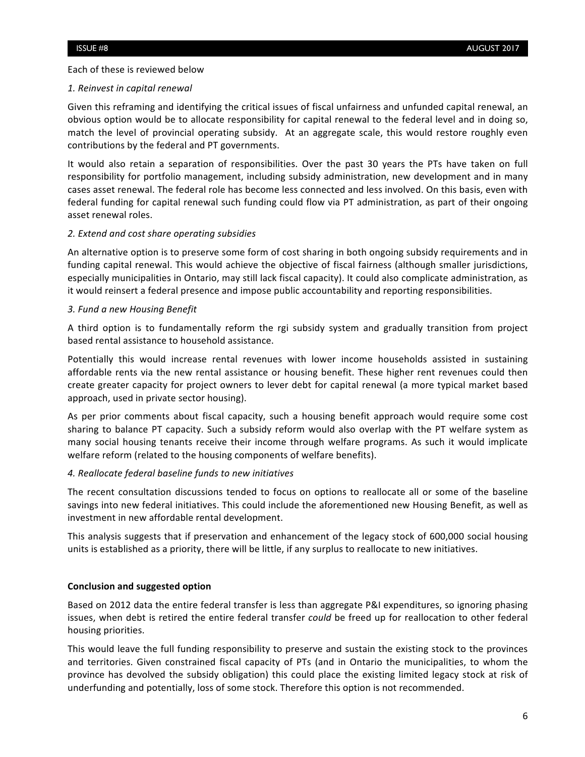Each of these is reviewed below

*1. Reinvest in capital renewal*

Given this reframing and identifying the critical issues of fiscal unfairness and unfunded capital renewal, an obvious option would be to allocate responsibility for capital renewal to the federal level and in doing so, match the level of provincial operating subsidy. At an aggregate scale, this would restore roughly even contributions by the federal and PT governments.

It would also retain a separation of responsibilities. Over the past 30 years the PTs have taken on full responsibility for portfolio management, including subsidy administration, new development and in many cases asset renewal. The federal role has become less connected and less involved. On this basis, even with federal funding for capital renewal such funding could flow via PT administration, as part of their ongoing asset renewal roles.

*2. Extend and cost share operating subsidies*

An alternative option is to preserve some form of cost sharing in both ongoing subsidy requirements and in funding capital renewal. This would achieve the objective of fiscal fairness (although smaller jurisdictions, especially municipalities in Ontario, may still lack fiscal capacity). It could also complicate administration, as it would reinsert a federal presence and impose public accountability and reporting responsibilities.

*3. Fund a new Housing Benefit*

A third option is to fundamentally reform the rgi subsidy system and gradually transition from project based rental assistance to household assistance.

Potentially this would increase rental revenues with lower income households assisted in sustaining affordable rents via the new rental assistance or housing benefit. These higher rent revenues could then create greater capacity for project owners to lever debt for capital renewal (a more typical market based approach, used in private sector housing).

As per prior comments about fiscal capacity, such a housing benefit approach would require some cost sharing to balance PT capacity. Such a subsidy reform would also overlap with the PT welfare system as many social housing tenants receive their income through welfare programs. As such it would implicate welfare reform (related to the housing components of welfare benefits).

*4. Reallocate federal baseline funds to new initiatives*

The recent consultation discussions tended to focus on options to reallocate all or some of the baseline savings into new federal initiatives. This could include the aforementioned new Housing Benefit, as well as investment in new affordable rental development.

This analysis suggests that if preservation and enhancement of the legacy stock of 600,000 social housing units is established as a priority, there will be little, if any surplus to reallocate to new initiatives.

**Conclusion and suggested option**

Based on 2012 data the entire federal transfer is less than aggregate P&I expenditures, so ignoring phasing issues, when debt is retired the entire federal transfer *could* be freed up for reallocation to other federal housing priorities.

This would leave the full funding responsibility to preserve and sustain the existing stock to the provinces and territories. Given constrained fiscal capacity of PTs (and in Ontario the municipalities, to whom the province has devolved the subsidy obligation) this could place the existing limited legacy stock at risk of underfunding and potentially, loss of some stock. Therefore this option is not recommended.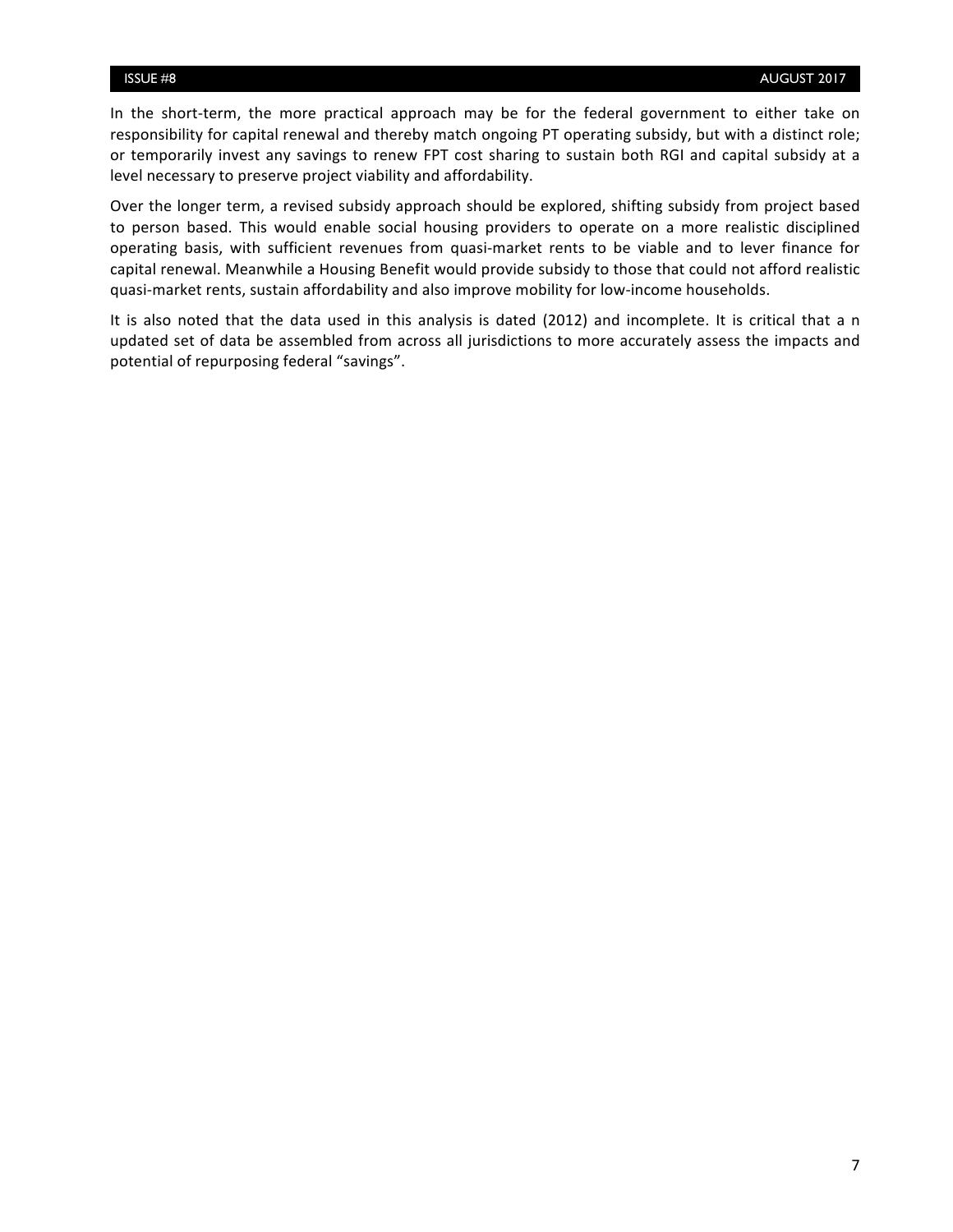In the short-term, the more practical approach may be for the federal government to either take on responsibility for capital renewal and thereby match ongoing PT operating subsidy, but with a distinct role; or temporarily invest any savings to renew FPT cost sharing to sustain both RGI and capital subsidy at a level necessary to preserve project viability and affordability.

Over the longer term, a revised subsidy approach should be explored, shifting subsidy from project based to person based. This would enable social housing providers to operate on a more realistic disciplined operating basis, with sufficient revenues from quasi-market rents to be viable and to lever finance for capital renewal. Meanwhile a Housing Benefit would provide subsidy to those that could not afford realistic quasi-market rents, sustain affordability and also improve mobility for low-income households.

It is also noted that the data used in this analysis is dated (2012) and incomplete. It is critical that a n updated set of data be assembled from across all jurisdictions to more accurately assess the impacts and potential of repurposing federal "savings".